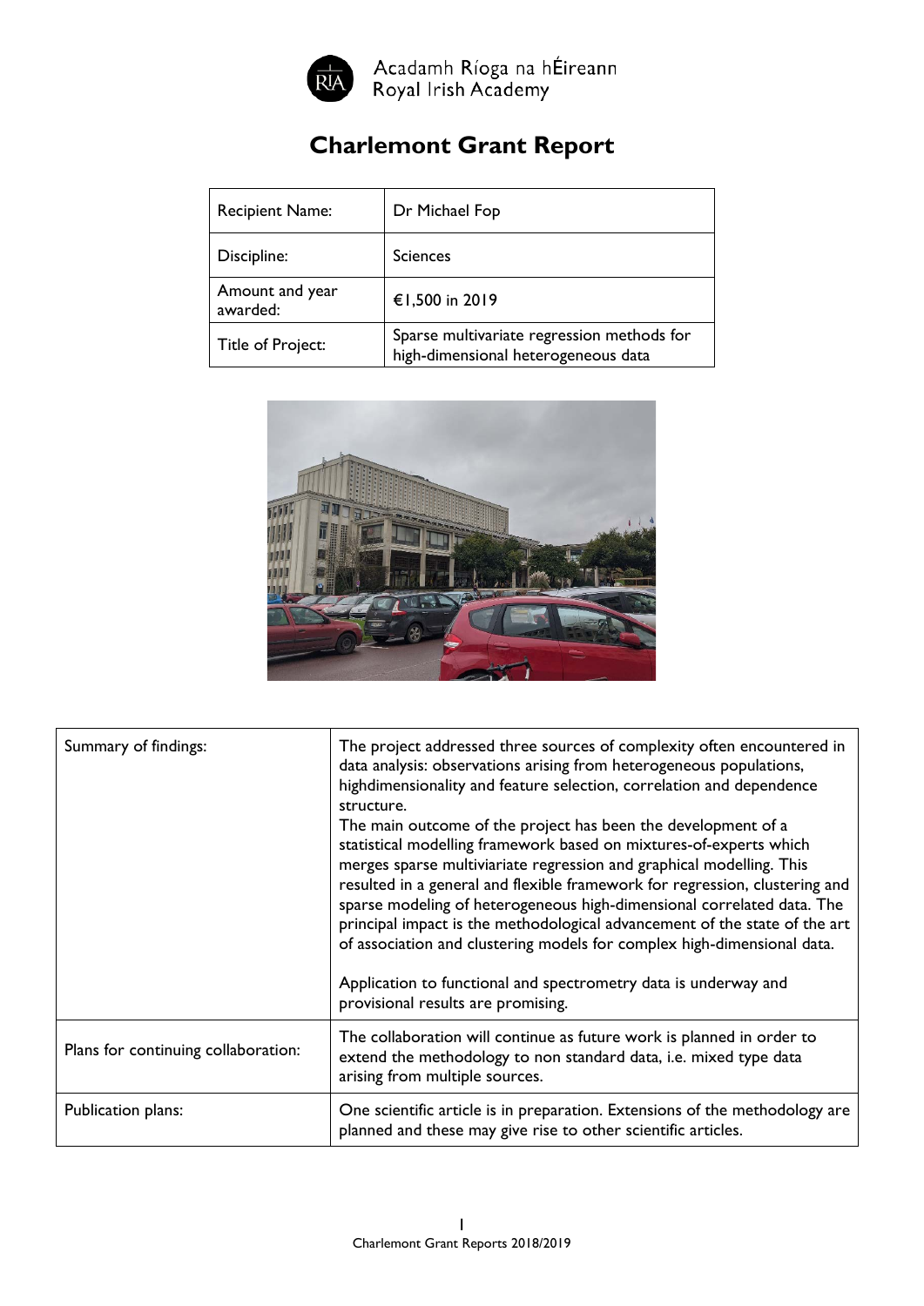Acadamh Ríoga na hÉireann
Royal Irish Academy

# Charlemont Grant Report

| Recipient Name: | Dr Michael Fop |
|---|---|
| Discipline: | Sciences |
| Amount and year awarded: | €1,500 in 2019 |
| Title of Project: | Sparse multivariate regression methods for high-dimensional heterogeneous data |

| Summary of findings: | The project addressed three sources of complexity often encountered in data analysis: observations arising from heterogeneous populations, highdimensionality and feature selection, correlation and dependence structure.<br>The main outcome of the project has been the development of a statistical modelling framework based on mixtures-of-experts which merges sparse multiviariate regression and graphical modelling. This resulted in a general and flexible framework for regression, clustering and sparse modeling of heterogeneous high-dimensional correlated data. The principal impact is the methodological advancement of the state of the art of association and clustering models for complex high-dimensional data.<br><br>Application to functional and spectrometry data is underway and provisional results are promising. |
|---|---|
| Plans for continuing collaboration: | The collaboration will continue as future work is planned in order to extend the methodology to non standard data, i.e. mixed type data arising from multiple sources. |
| Publication plans: | One scientific article is in preparation. Extensions of the methodology are planned and these may give rise to other scientific articles. |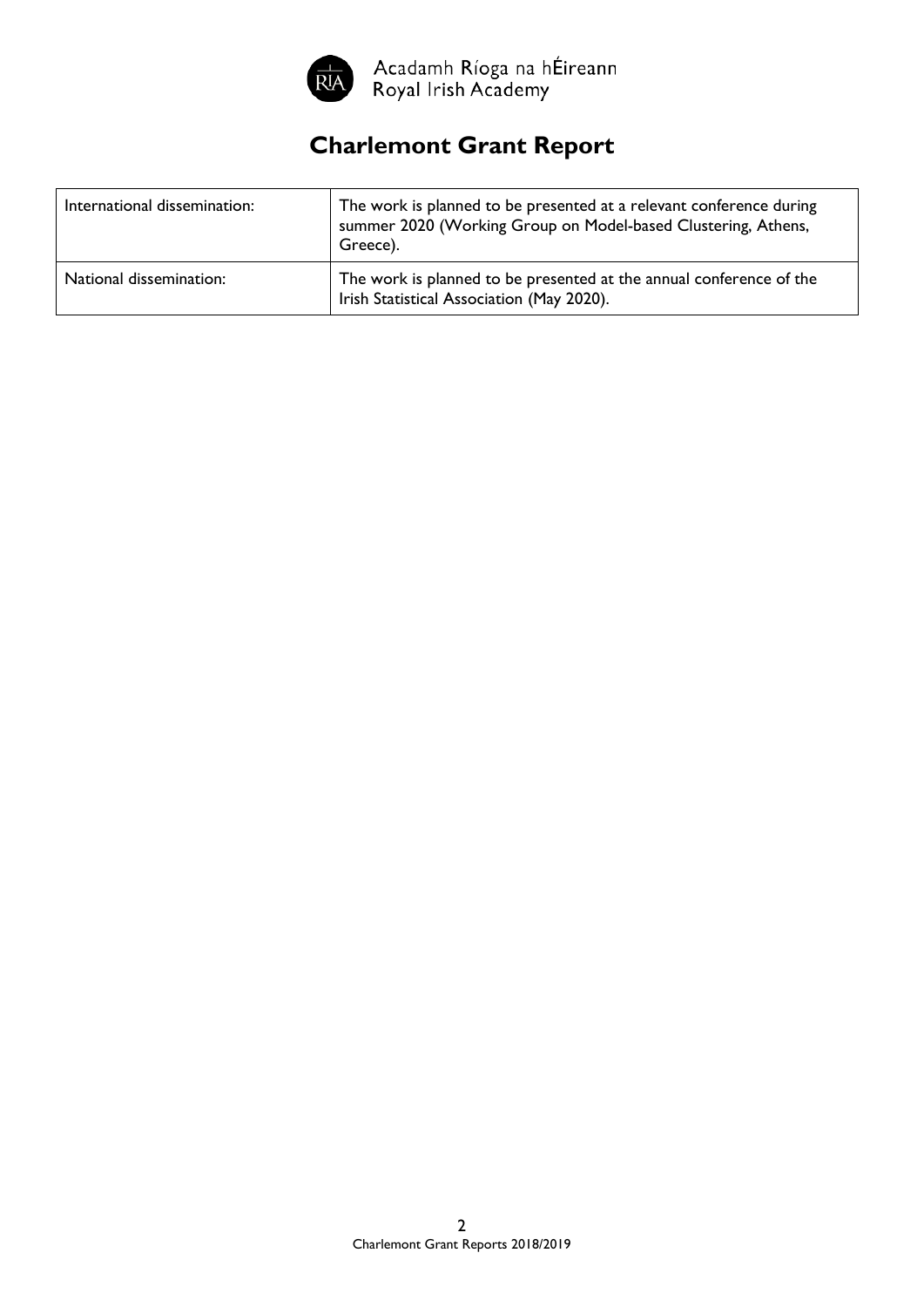# Charlemont Grant Report

| | |
|---|---|
| International dissemination: | The work is planned to be presented at a relevant conference during summer 2020 (Working Group on Model-based Clustering, Athens, Greece). |
| National dissemination: | The work is planned to be presented at the annual conference of the Irish Statistical Association (May 2020). |